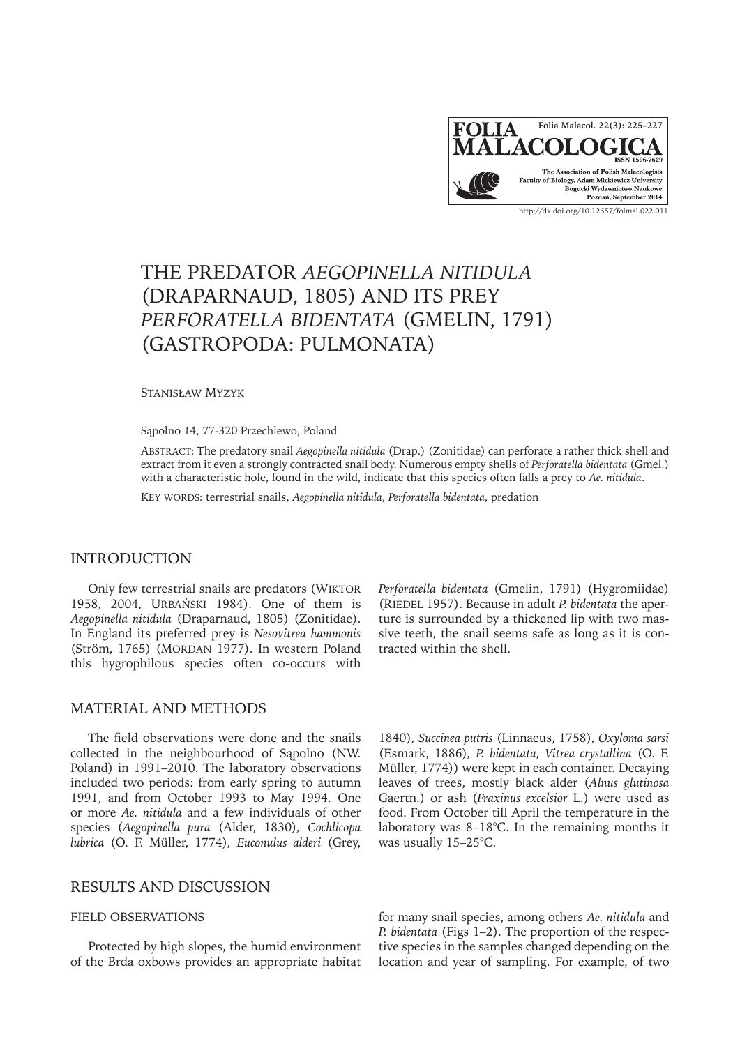# THE PREDATOR *AEGOPINELLA NITIDULA* (DRAPARNAUD, 1805) AND ITS PREY *PERFORATELLA BIDENTATA* (GMELIN, 1791) (GASTROPODA: PULMONATA)

STANISŁAW MYZYK

Sąpolno 14, 77-320 Przechlewo, Poland

ABSTRACT: The predatory snail *Aegopinella nitidula* (Drap.) (Zonitidae) can perforate a rather thick shell and extract from it even a strongly contracted snail body. Numerous empty shells of *Perforatella bidentata* (Gmel.) with a characteristic hole, found in the wild, indicate that this species often falls a prey to *Ae. nitidula*.

KEY WORDS: terrestrial snails, *Aegopinella nitidula*, *Perforatella bidentata*, predation

## INTRODUCTION

Only few terrestrial snails are predators (WIKTOR 1958, 2004, URBAŃSKI 1984). One of them is *Aegopinella nitidula* (Draparnaud, 1805) (Zonitidae). In England its preferred prey is *Nesovitrea hammonis* (Ström, 1765) (MORDAN 1977). In western Poland this hygrophilous species often co-occurs with *Perforatella bidentata* (Gmelin, 1791) (Hygromiidae) (RIEDEL 1957). Because in adult *P. bidentata* the aperture is surrounded by a thickened lip with two massive teeth, the snail seems safe as long as it is contracted within the shell.

## MATERIAL AND METHODS

The field observations were done and the snails collected in the neighbourhood of Sąpolno (NW. Poland) in 1991–2010. The laboratory observations included two periods: from early spring to autumn 1991, and from October 1993 to May 1994. One or more *Ae. nitidula* and a few individuals of other species (*Aegopinella pura* (Alder, 1830), *Cochlicopa lubrica* (O. F. Müller, 1774), *Euconulus alderi* (Grey, 1840), *Succinea putris* (Linnaeus, 1758), *Oxyloma sarsi* (Esmark, 1886), *P. bidentata, Vitrea crystallina* (O. F. Müller, 1774)) were kept in each container. Decaying leaves of trees, mostly black alder (*Alnus glutinosa* Gaertn.) or ash (*Fraxinus excelsior* L.) were used as food. From October till April the temperature in the laboratory was 8–18°C. In the remaining months it was usually 15–25°C.

## RESULTS AND DISCUSSION

### FIELD OBSERVATIONS

Protected by high slopes, the humid environment of the Brda oxbows provides an appropriate habitat for many snail species, among others *Ae. nitidula* and *P. bidentata* (Figs 1–2). The proportion of the respective species in the samples changed depending on the location and year of sampling. For example, of two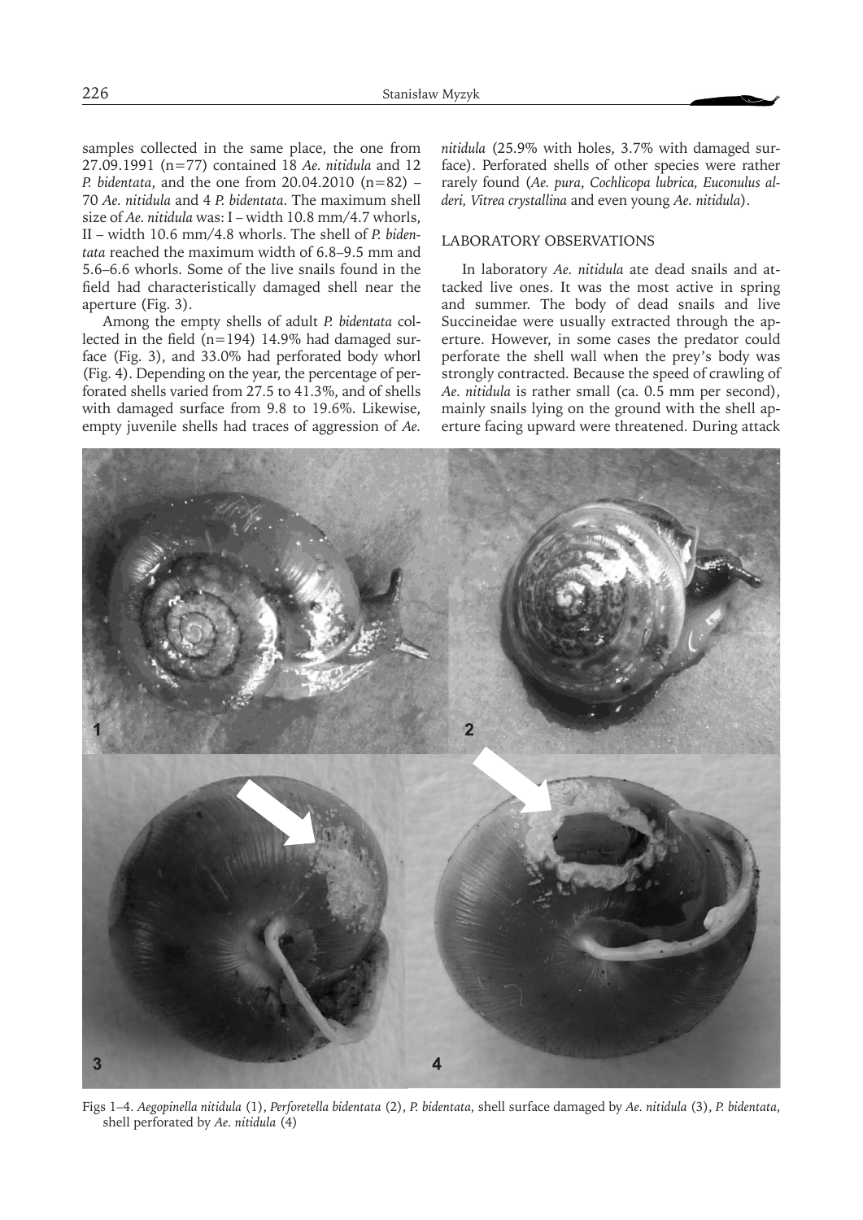samples collected in the same place, the one from 27.09.1991 (n=77) contained 18 *Ae. nitidula* and 12 *P. bidentata*, and the one from 20.04.2010 (n=82) – 70 *Ae. nitidula* and 4 *P. bidentata*. The maximum shell size of *Ae. nitidula* was: I – width 10.8 mm/4.7 whorls, II – width 10.6 mm/4.8 whorls. The shell of *P. bidentata* reached the maximum width of 6.8–9.5 mm and 5.6–6.6 whorls. Some of the live snails found in the field had characteristically damaged shell near the aperture (Fig. 3).

Among the empty shells of adult *P. bidentata* collected in the field (n=194) 14.9% had damaged surface (Fig. 3), and 33.0% had perforated body whorl (Fig. 4). Depending on the year, the percentage of perforated shells varied from 27.5 to 41.3%, and of shells with damaged surface from 9.8 to 19.6%. Likewise, empty juvenile shells had traces of aggression of *Ae. nitidula* (25.9% with holes, 3.7% with damaged surface). Perforated shells of other species were rather rarely found (*Ae. pura*, *Cochlicopa lubrica, Euconulus alderi, Vitrea crystallina* and even young *Ae. nitidula*).

## LABORATORY OBSERVATIONS

In laboratory *Ae. nitidula* ate dead snails and attacked live ones. It was the most active in spring and summer. The body of dead snails and live Succineidae were usually extracted through the aperture. However, in some cases the predator could perforate the shell wall when the prey's body was strongly contracted. Because the speed of crawling of *Ae. nitidula* is rather small (ca. 0.5 mm per second), mainly snails lying on the ground with the shell aperture facing upward were threatened. During attack

Figs 1–4. *Aegopinella nitidula* (1), *Perforetella bidentata* (2), *P. bidentata*, shell surface damaged by *Ae. nitidula* (3), *P. bidentata*, shell perforated by *Ae. nitidula* (4)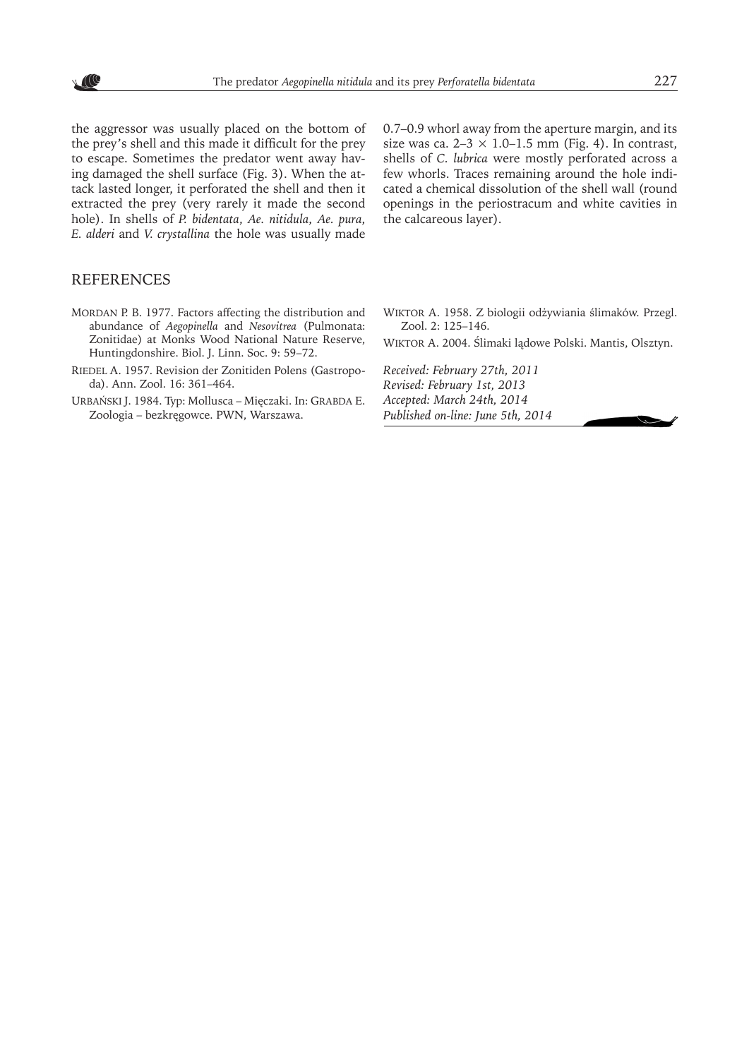the aggressor was usually placed on the bottom of the prey's shell and this made it difficult for the prey to escape. Sometimes the predator went away having damaged the shell surface (Fig. 3). When the attack lasted longer, it perforated the shell and then it extracted the prey (very rarely it made the second hole). In shells of *P. bidentata*, *Ae. nitidula*, *Ae. pura*, *E. alderi* and *V. crystallina* the hole was usually made 0.7–0.9 whorl away from the aperture margin, and its size was ca. 2–3 × 1.0–1.5 mm (Fig. 4). In contrast, shells of *C. lubrica* were mostly perforated across a few whorls. Traces remaining around the hole indicated a chemical dissolution of the shell wall (round openings in the periostracum and white cavities in the calcareous layer).

## REFERENCES

MORDAN P. B. 1977. Factors affecting the distribution and abundance of *Aegopinella* and *Nesovitrea* (Pulmonata: Zonitidae) at Monks Wood National Nature Reserve, Huntingdonshire. Biol. J. Linn. Soc. 9: 59–72.

RIEDEL A. 1957. Revision der Zonitiden Polens (Gastropoda). Ann. Zool. 16: 361–464.

URBAŃSKI J. 1984. Typ: Mollusca – Mięczaki. In: GRABDA E. Zoologia – bezkręgowce. PWN, Warszawa.

WIKTOR A. 1958. Z biologii odżywiania ślimaków. Przegl. Zool. 2: 125–146.

WIKTOR A. 2004. Ślimaki lądowe Polski. Mantis, Olsztyn.

*Received: February 27th, 2011*
*Revised: February 1st, 2013*
*Accepted: March 24th, 2014*
*Published on-line: June 5th, 2014*